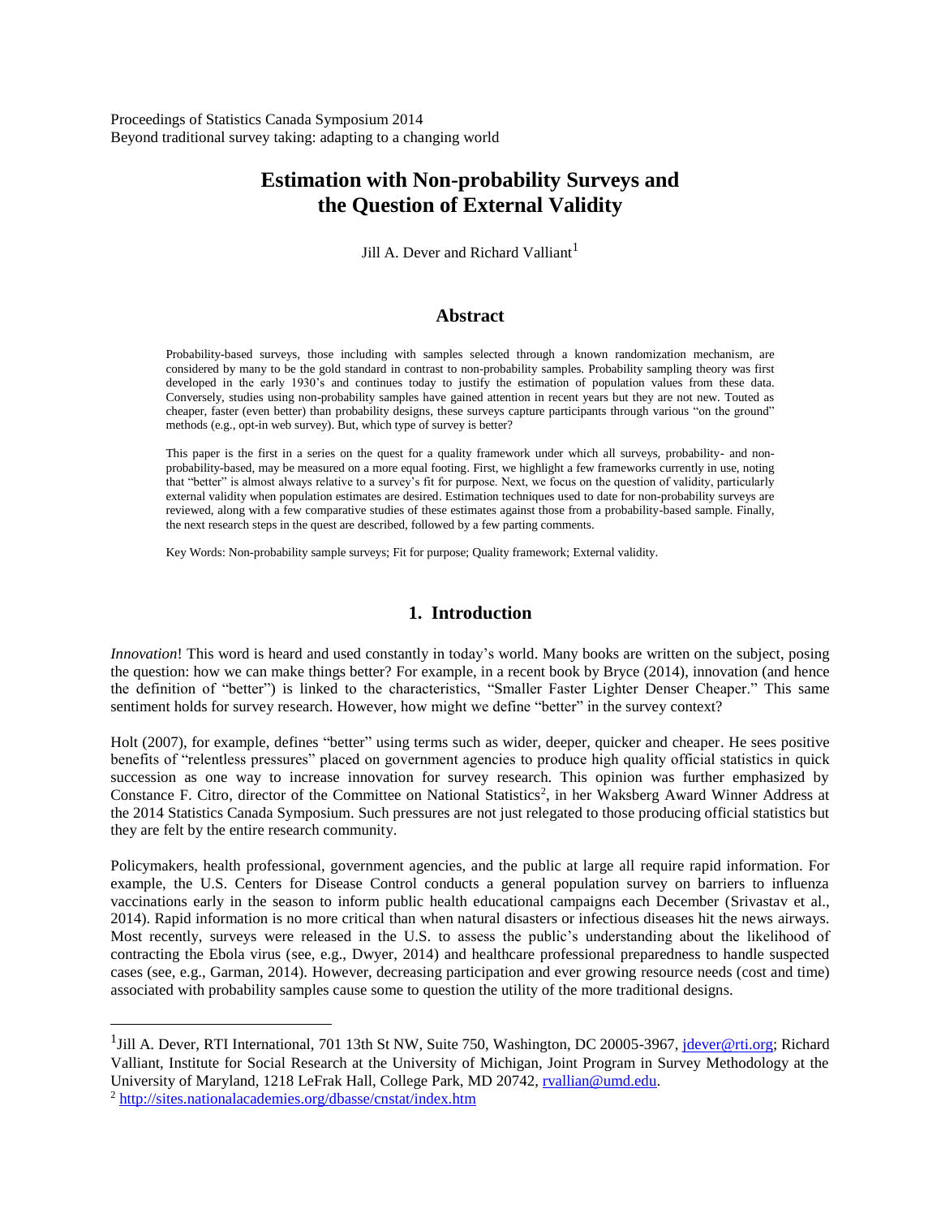Proceedings of Statistics Canada Symposium 2014
Beyond traditional survey taking: adapting to a changing world

# Estimation with Non-probability Surveys and the Question of External Validity

Jill A. Dever and Richard Valliant[1]

## Abstract

Probability-based surveys, those including with samples selected through a known randomization mechanism, are considered by many to be the gold standard in contrast to non-probability samples. Probability sampling theory was first developed in the early 1930's and continues today to justify the estimation of population values from these data. Conversely, studies using non-probability samples have gained attention in recent years but they are not new. Touted as cheaper, faster (even better) than probability designs, these surveys capture participants through various "on the ground" methods (e.g., opt-in web survey). But, which type of survey is better?

This paper is the first in a series on the quest for a quality framework under which all surveys, probability- and non-probability-based, may be measured on a more equal footing. First, we highlight a few frameworks currently in use, noting that "better" is almost always relative to a survey's fit for purpose. Next, we focus on the question of validity, particularly external validity when population estimates are desired. Estimation techniques used to date for non-probability surveys are reviewed, along with a few comparative studies of these estimates against those from a probability-based sample. Finally, the next research steps in the quest are described, followed by a few parting comments.

Key Words: Non-probability sample surveys; Fit for purpose; Quality framework; External validity.

## 1. Introduction

*Innovation*! This word is heard and used constantly in today's world. Many books are written on the subject, posing the question: how we can make things better? For example, in a recent book by Bryce (2014), innovation (and hence the definition of "better") is linked to the characteristics, "Smaller Faster Lighter Denser Cheaper." This same sentiment holds for survey research. However, how might we define "better" in the survey context?

Holt (2007), for example, defines "better" using terms such as wider, deeper, quicker and cheaper. He sees positive benefits of "relentless pressures" placed on government agencies to produce high quality official statistics in quick succession as one way to increase innovation for survey research. This opinion was further emphasized by Constance F. Citro, director of the Committee on National Statistics[2], in her Waksberg Award Winner Address at the 2014 Statistics Canada Symposium. Such pressures are not just relegated to those producing official statistics but they are felt by the entire research community.

Policymakers, health professional, government agencies, and the public at large all require rapid information. For example, the U.S. Centers for Disease Control conducts a general population survey on barriers to influenza vaccinations early in the season to inform public health educational campaigns each December (Srivastav et al., 2014). Rapid information is no more critical than when natural disasters or infectious diseases hit the news airways. Most recently, surveys were released in the U.S. to assess the public's understanding about the likelihood of contracting the Ebola virus (see, e.g., Dwyer, 2014) and healthcare professional preparedness to handle suspected cases (see, e.g., Garman, 2014). However, decreasing participation and ever growing resource needs (cost and time) associated with probability samples cause some to question the utility of the more traditional designs.

---

[1] Jill A. Dever, RTI International, 701 13th St NW, Suite 750, Washington, DC 20005-3967, jdever@rti.org; Richard Valliant, Institute for Social Research at the University of Michigan, Joint Program in Survey Methodology at the University of Maryland, 1218 LeFrak Hall, College Park, MD 20742, rvallian@umd.edu.

[2] http://sites.nationalacademies.org/dbasse/cnstat/index.htm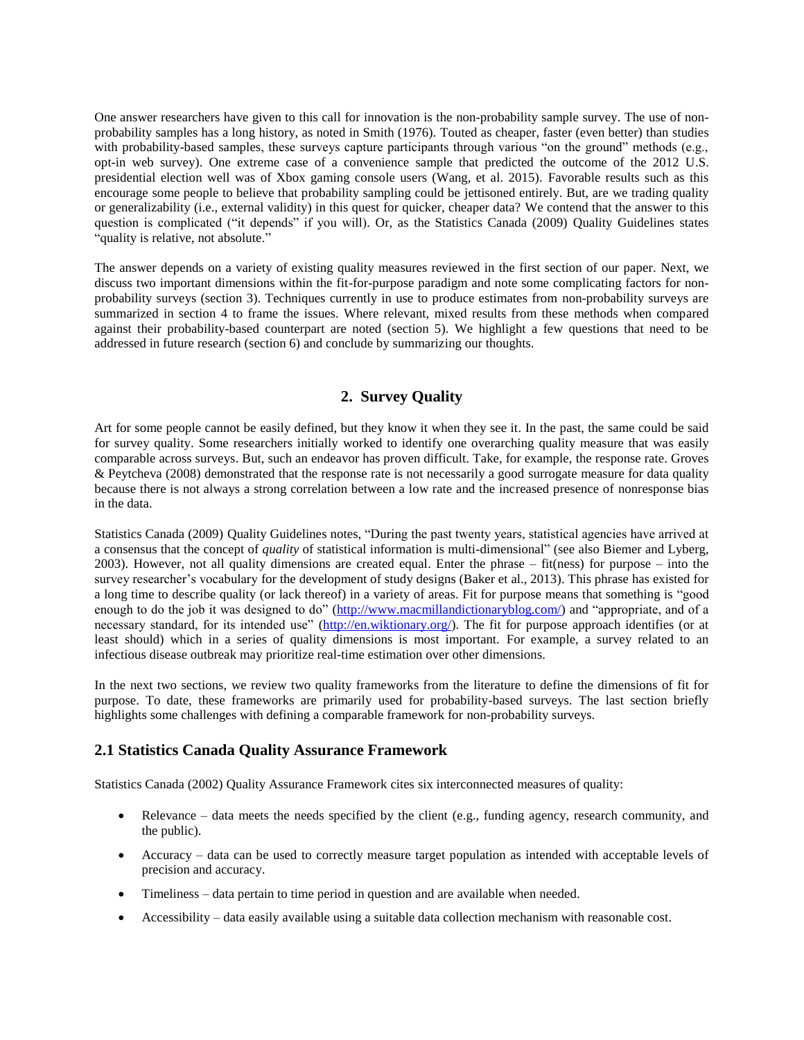One answer researchers have given to this call for innovation is the non-probability sample survey. The use of non-probability samples has a long history, as noted in Smith (1976). Touted as cheaper, faster (even better) than studies with probability-based samples, these surveys capture participants through various "on the ground" methods (e.g., opt-in web survey). One extreme case of a convenience sample that predicted the outcome of the 2012 U.S. presidential election well was of Xbox gaming console users (Wang, et al. 2015). Favorable results such as this encourage some people to believe that probability sampling could be jettisoned entirely. But, are we trading quality or generalizability (i.e., external validity) in this quest for quicker, cheaper data? We contend that the answer to this question is complicated ("it depends" if you will). Or, as the Statistics Canada (2009) Quality Guidelines states "quality is relative, not absolute."

The answer depends on a variety of existing quality measures reviewed in the first section of our paper. Next, we discuss two important dimensions within the fit-for-purpose paradigm and note some complicating factors for non-probability surveys (section 3). Techniques currently in use to produce estimates from non-probability surveys are summarized in section 4 to frame the issues. Where relevant, mixed results from these methods when compared against their probability-based counterpart are noted (section 5). We highlight a few questions that need to be addressed in future research (section 6) and conclude by summarizing our thoughts.

## 2. Survey Quality

Art for some people cannot be easily defined, but they know it when they see it. In the past, the same could be said for survey quality. Some researchers initially worked to identify one overarching quality measure that was easily comparable across surveys. But, such an endeavor has proven difficult. Take, for example, the response rate. Groves & Peytcheva (2008) demonstrated that the response rate is not necessarily a good surrogate measure for data quality because there is not always a strong correlation between a low rate and the increased presence of nonresponse bias in the data.

Statistics Canada (2009) Quality Guidelines notes, "During the past twenty years, statistical agencies have arrived at a consensus that the concept of *quality* of statistical information is multi-dimensional" (see also Biemer and Lyberg, 2003). However, not all quality dimensions are created equal. Enter the phrase – fit(ness) for purpose – into the survey researcher's vocabulary for the development of study designs (Baker et al., 2013). This phrase has existed for a long time to describe quality (or lack thereof) in a variety of areas. Fit for purpose means that something is "good enough to do the job it was designed to do" (http://www.macmillandictionaryblog.com/) and "appropriate, and of a necessary standard, for its intended use" (http://en.wiktionary.org/). The fit for purpose approach identifies (or at least should) which in a series of quality dimensions is most important. For example, a survey related to an infectious disease outbreak may prioritize real-time estimation over other dimensions.

In the next two sections, we review two quality frameworks from the literature to define the dimensions of fit for purpose. To date, these frameworks are primarily used for probability-based surveys. The last section briefly highlights some challenges with defining a comparable framework for non-probability surveys.

### 2.1 Statistics Canada Quality Assurance Framework

Statistics Canada (2002) Quality Assurance Framework cites six interconnected measures of quality:

- Relevance – data meets the needs specified by the client (e.g., funding agency, research community, and the public).
- Accuracy – data can be used to correctly measure target population as intended with acceptable levels of precision and accuracy.
- Timeliness – data pertain to time period in question and are available when needed.
- Accessibility – data easily available using a suitable data collection mechanism with reasonable cost.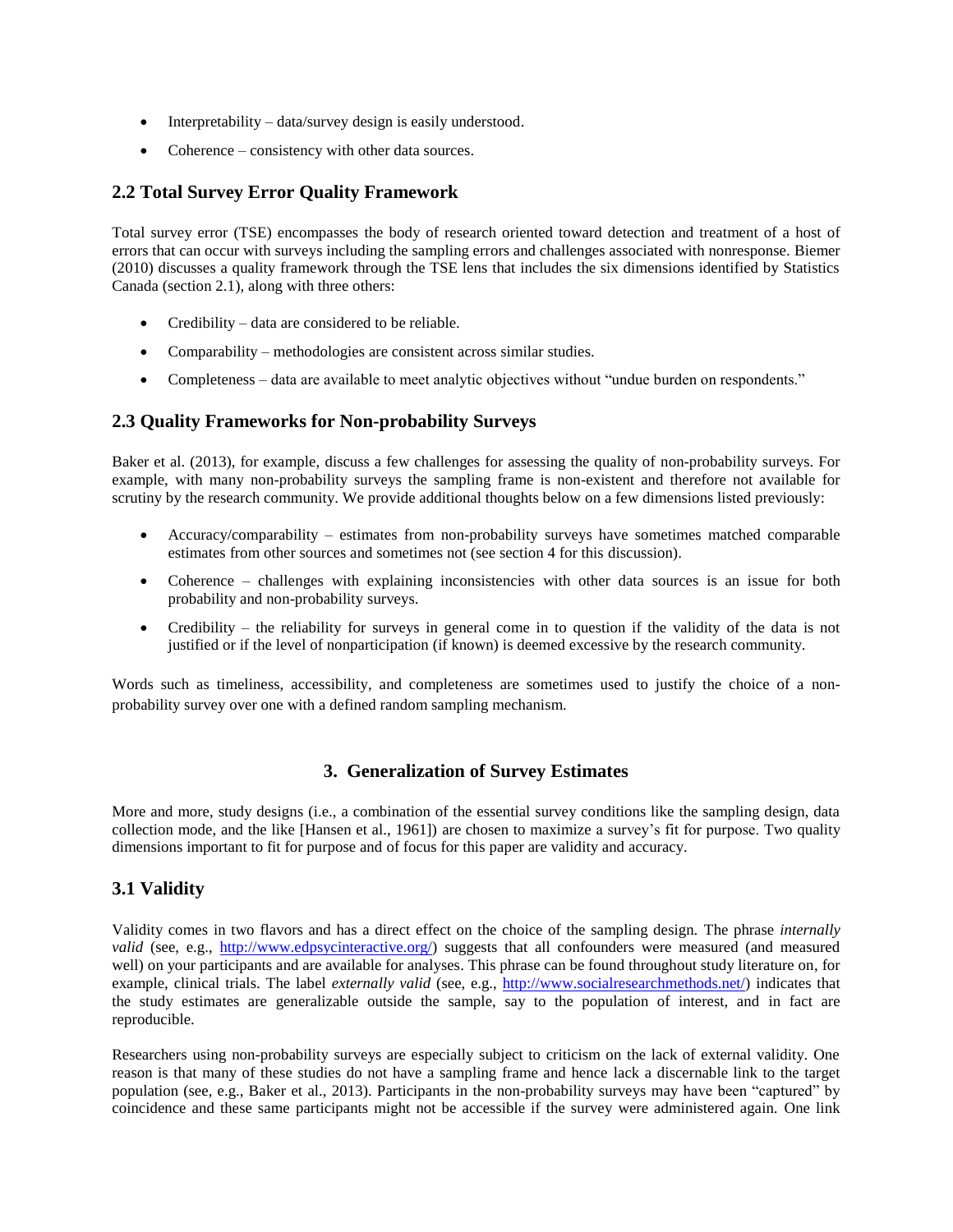- Interpretability – data/survey design is easily understood.
- Coherence – consistency with other data sources.

## 2.2 Total Survey Error Quality Framework

Total survey error (TSE) encompasses the body of research oriented toward detection and treatment of a host of errors that can occur with surveys including the sampling errors and challenges associated with nonresponse. Biemer (2010) discusses a quality framework through the TSE lens that includes the six dimensions identified by Statistics Canada (section 2.1), along with three others:

- Credibility – data are considered to be reliable.
- Comparability – methodologies are consistent across similar studies.
- Completeness – data are available to meet analytic objectives without "undue burden on respondents."

## 2.3 Quality Frameworks for Non-probability Surveys

Baker et al. (2013), for example, discuss a few challenges for assessing the quality of non-probability surveys. For example, with many non-probability surveys the sampling frame is non-existent and therefore not available for scrutiny by the research community. We provide additional thoughts below on a few dimensions listed previously:

- Accuracy/comparability – estimates from non-probability surveys have sometimes matched comparable estimates from other sources and sometimes not (see section 4 for this discussion).
- Coherence – challenges with explaining inconsistencies with other data sources is an issue for both probability and non-probability surveys.
- Credibility – the reliability for surveys in general come in to question if the validity of the data is not justified or if the level of nonparticipation (if known) is deemed excessive by the research community.

Words such as timeliness, accessibility, and completeness are sometimes used to justify the choice of a non-probability survey over one with a defined random sampling mechanism.

# 3. Generalization of Survey Estimates

More and more, study designs (i.e., a combination of the essential survey conditions like the sampling design, data collection mode, and the like [Hansen et al., 1961]) are chosen to maximize a survey's fit for purpose. Two quality dimensions important to fit for purpose and of focus for this paper are validity and accuracy.

## 3.1 Validity

Validity comes in two flavors and has a direct effect on the choice of the sampling design. The phrase *internally valid* (see, e.g., http://www.edpsycinteractive.org/) suggests that all confounders were measured (and measured well) on your participants and are available for analyses. This phrase can be found throughout study literature on, for example, clinical trials. The label *externally valid* (see, e.g., http://www.socialresearchmethods.net/) indicates that the study estimates are generalizable outside the sample, say to the population of interest, and in fact are reproducible.

Researchers using non-probability surveys are especially subject to criticism on the lack of external validity. One reason is that many of these studies do not have a sampling frame and hence lack a discernable link to the target population (see, e.g., Baker et al., 2013). Participants in the non-probability surveys may have been "captured" by coincidence and these same participants might not be accessible if the survey were administered again. One link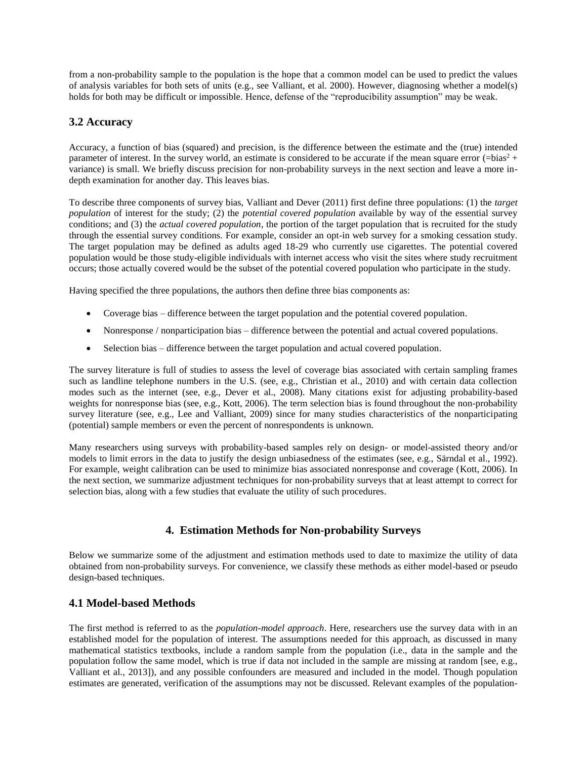from a non-probability sample to the population is the hope that a common model can be used to predict the values of analysis variables for both sets of units (e.g., see Valliant, et al. 2000). However, diagnosing whether a model(s) holds for both may be difficult or impossible. Hence, defense of the "reproducibility assumption" may be weak.

## 3.2 Accuracy

Accuracy, a function of bias (squared) and precision, is the difference between the estimate and the (true) intended parameter of interest. In the survey world, an estimate is considered to be accurate if the mean square error (=bias$^2$ + variance) is small. We briefly discuss precision for non-probability surveys in the next section and leave a more in-depth examination for another day. This leaves bias.

To describe three components of survey bias, Valliant and Dever (2011) first define three populations: (1) the *target population* of interest for the study; (2) the *potential covered population* available by way of the essential survey conditions; and (3) the *actual covered population*, the portion of the target population that is recruited for the study through the essential survey conditions. For example, consider an opt-in web survey for a smoking cessation study. The target population may be defined as adults aged 18-29 who currently use cigarettes. The potential covered population would be those study-eligible individuals with internet access who visit the sites where study recruitment occurs; those actually covered would be the subset of the potential covered population who participate in the study.

Having specified the three populations, the authors then define three bias components as:

- Coverage bias – difference between the target population and the potential covered population.
- Nonresponse / nonparticipation bias – difference between the potential and actual covered populations.
- Selection bias – difference between the target population and actual covered population.

The survey literature is full of studies to assess the level of coverage bias associated with certain sampling frames such as landline telephone numbers in the U.S. (see, e.g., Christian et al., 2010) and with certain data collection modes such as the internet (see, e.g., Dever et al., 2008). Many citations exist for adjusting probability-based weights for nonresponse bias (see, e.g., Kott, 2006). The term selection bias is found throughout the non-probability survey literature (see, e.g., Lee and Valliant, 2009) since for many studies characteristics of the nonparticipating (potential) sample members or even the percent of nonrespondents is unknown.

Many researchers using surveys with probability-based samples rely on design- or model-assisted theory and/or models to limit errors in the data to justify the design unbiasedness of the estimates (see, e.g., Särndal et al., 1992). For example, weight calibration can be used to minimize bias associated nonresponse and coverage (Kott, 2006). In the next section, we summarize adjustment techniques for non-probability surveys that at least attempt to correct for selection bias, along with a few studies that evaluate the utility of such procedures.

# 4. Estimation Methods for Non-probability Surveys

Below we summarize some of the adjustment and estimation methods used to date to maximize the utility of data obtained from non-probability surveys. For convenience, we classify these methods as either model-based or pseudo design-based techniques.

## 4.1 Model-based Methods

The first method is referred to as the *population-model approach*. Here, researchers use the survey data with in an established model for the population of interest. The assumptions needed for this approach, as discussed in many mathematical statistics textbooks, include a random sample from the population (i.e., data in the sample and the population follow the same model, which is true if data not included in the sample are missing at random [see, e.g., Valliant et al., 2013]), and any possible confounders are measured and included in the model. Though population estimates are generated, verification of the assumptions may not be discussed. Relevant examples of the population-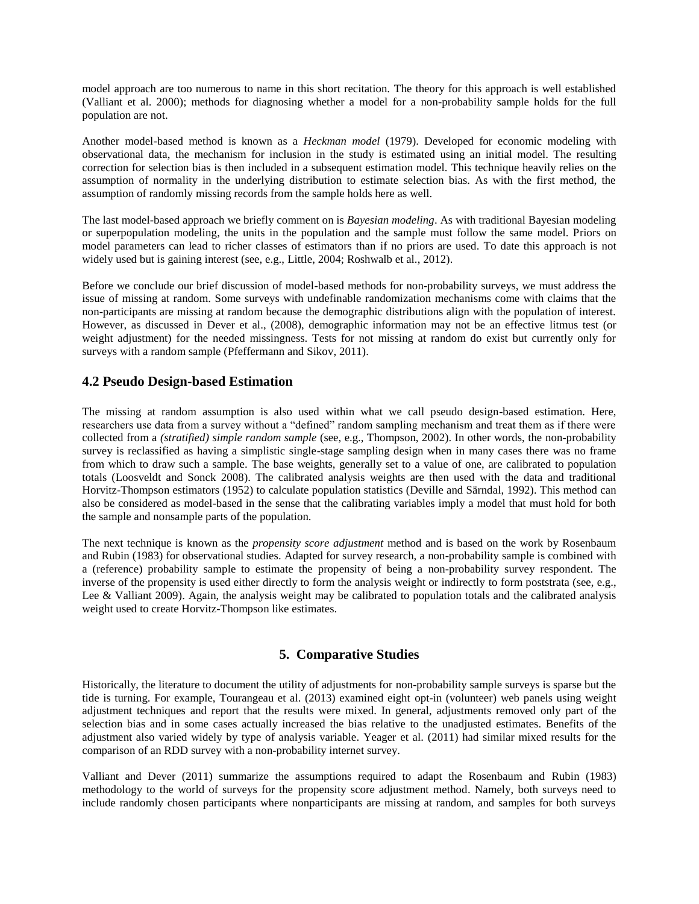model approach are too numerous to name in this short recitation. The theory for this approach is well established (Valliant et al. 2000); methods for diagnosing whether a model for a non-probability sample holds for the full population are not.

Another model-based method is known as a *Heckman model* (1979). Developed for economic modeling with observational data, the mechanism for inclusion in the study is estimated using an initial model. The resulting correction for selection bias is then included in a subsequent estimation model. This technique heavily relies on the assumption of normality in the underlying distribution to estimate selection bias. As with the first method, the assumption of randomly missing records from the sample holds here as well.

The last model-based approach we briefly comment on is *Bayesian modeling*. As with traditional Bayesian modeling or superpopulation modeling, the units in the population and the sample must follow the same model. Priors on model parameters can lead to richer classes of estimators than if no priors are used. To date this approach is not widely used but is gaining interest (see, e.g., Little, 2004; Roshwalb et al., 2012).

Before we conclude our brief discussion of model-based methods for non-probability surveys, we must address the issue of missing at random. Some surveys with undefinable randomization mechanisms come with claims that the non-participants are missing at random because the demographic distributions align with the population of interest. However, as discussed in Dever et al., (2008), demographic information may not be an effective litmus test (or weight adjustment) for the needed missingness. Tests for not missing at random do exist but currently only for surveys with a random sample (Pfeffermann and Sikov, 2011).

### 4.2 Pseudo Design-based Estimation

The missing at random assumption is also used within what we call pseudo design-based estimation. Here, researchers use data from a survey without a "defined" random sampling mechanism and treat them as if there were collected from a *(stratified) simple random sample* (see, e.g., Thompson, 2002). In other words, the non-probability survey is reclassified as having a simplistic single-stage sampling design when in many cases there was no frame from which to draw such a sample. The base weights, generally set to a value of one, are calibrated to population totals (Loosveldt and Sonck 2008). The calibrated analysis weights are then used with the data and traditional Horvitz-Thompson estimators (1952) to calculate population statistics (Deville and Särndal, 1992). This method can also be considered as model-based in the sense that the calibrating variables imply a model that must hold for both the sample and nonsample parts of the population.

The next technique is known as the *propensity score adjustment* method and is based on the work by Rosenbaum and Rubin (1983) for observational studies. Adapted for survey research, a non-probability sample is combined with a (reference) probability sample to estimate the propensity of being a non-probability survey respondent. The inverse of the propensity is used either directly to form the analysis weight or indirectly to form poststrata (see, e.g., Lee & Valliant 2009). Again, the analysis weight may be calibrated to population totals and the calibrated analysis weight used to create Horvitz-Thompson like estimates.

## 5. Comparative Studies

Historically, the literature to document the utility of adjustments for non-probability sample surveys is sparse but the tide is turning. For example, Tourangeau et al. (2013) examined eight opt-in (volunteer) web panels using weight adjustment techniques and report that the results were mixed. In general, adjustments removed only part of the selection bias and in some cases actually increased the bias relative to the unadjusted estimates. Benefits of the adjustment also varied widely by type of analysis variable. Yeager et al. (2011) had similar mixed results for the comparison of an RDD survey with a non-probability internet survey.

Valliant and Dever (2011) summarize the assumptions required to adapt the Rosenbaum and Rubin (1983) methodology to the world of surveys for the propensity score adjustment method. Namely, both surveys need to include randomly chosen participants where nonparticipants are missing at random, and samples for both surveys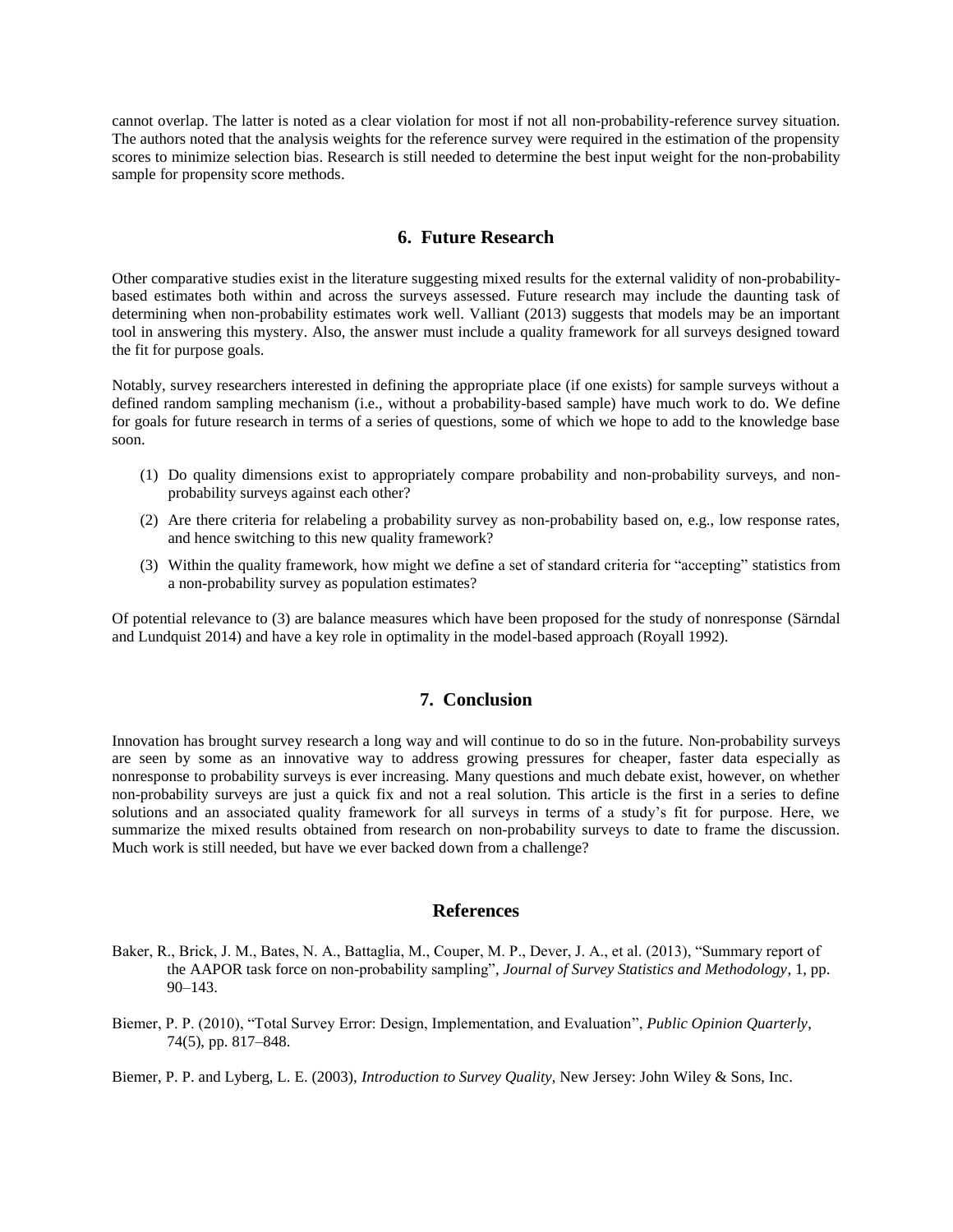cannot overlap. The latter is noted as a clear violation for most if not all non-probability-reference survey situation. The authors noted that the analysis weights for the reference survey were required in the estimation of the propensity scores to minimize selection bias. Research is still needed to determine the best input weight for the non-probability sample for propensity score methods.

## 6. Future Research

Other comparative studies exist in the literature suggesting mixed results for the external validity of non-probability-based estimates both within and across the surveys assessed. Future research may include the daunting task of determining when non-probability estimates work well. Valliant (2013) suggests that models may be an important tool in answering this mystery. Also, the answer must include a quality framework for all surveys designed toward the fit for purpose goals.

Notably, survey researchers interested in defining the appropriate place (if one exists) for sample surveys without a defined random sampling mechanism (i.e., without a probability-based sample) have much work to do. We define for goals for future research in terms of a series of questions, some of which we hope to add to the knowledge base soon.

(1) Do quality dimensions exist to appropriately compare probability and non-probability surveys, and non-probability surveys against each other?

(2) Are there criteria for relabeling a probability survey as non-probability based on, e.g., low response rates, and hence switching to this new quality framework?

(3) Within the quality framework, how might we define a set of standard criteria for "accepting" statistics from a non-probability survey as population estimates?

Of potential relevance to (3) are balance measures which have been proposed for the study of nonresponse (Särndal and Lundquist 2014) and have a key role in optimality in the model-based approach (Royall 1992).

## 7. Conclusion

Innovation has brought survey research a long way and will continue to do so in the future. Non-probability surveys are seen by some as an innovative way to address growing pressures for cheaper, faster data especially as nonresponse to probability surveys is ever increasing. Many questions and much debate exist, however, on whether non-probability surveys are just a quick fix and not a real solution. This article is the first in a series to define solutions and an associated quality framework for all surveys in terms of a study's fit for purpose. Here, we summarize the mixed results obtained from research on non-probability surveys to date to frame the discussion. Much work is still needed, but have we ever backed down from a challenge?

## References

Baker, R., Brick, J. M., Bates, N. A., Battaglia, M., Couper, M. P., Dever, J. A., et al. (2013), "Summary report of the AAPOR task force on non-probability sampling", *Journal of Survey Statistics and Methodology*, 1, pp. 90–143.

Biemer, P. P. (2010), "Total Survey Error: Design, Implementation, and Evaluation", *Public Opinion Quarterly*, 74(5), pp. 817–848.

Biemer, P. P. and Lyberg, L. E. (2003), *Introduction to Survey Quality*, New Jersey: John Wiley & Sons, Inc.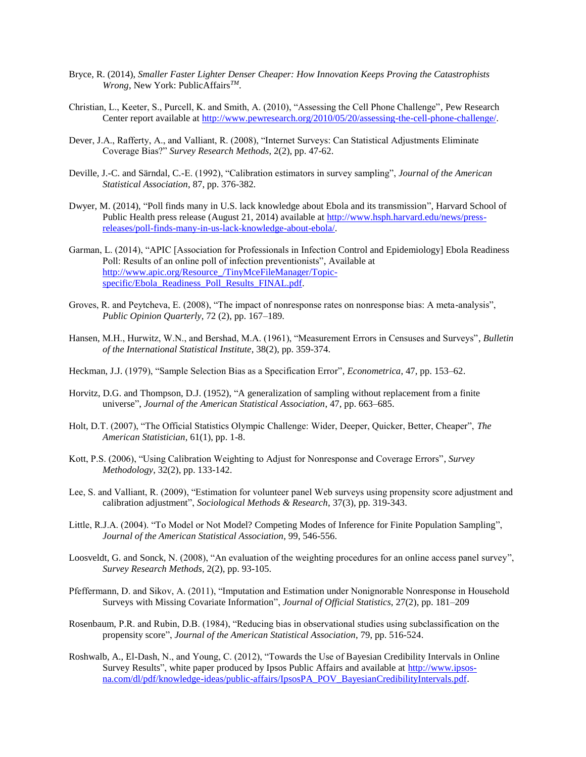Bryce, R. (2014), *Smaller Faster Lighter Denser Cheaper: How Innovation Keeps Proving the Catastrophists Wrong*, New York: PublicAffairs*™*.

Christian, L., Keeter, S., Purcell, K. and Smith, A. (2010), "Assessing the Cell Phone Challenge", Pew Research Center report available at http://www.pewresearch.org/2010/05/20/assessing-the-cell-phone-challenge/.

Dever, J.A., Rafferty, A., and Valliant, R. (2008), "Internet Surveys: Can Statistical Adjustments Eliminate Coverage Bias?" *Survey Research Methods*, 2(2), pp. 47-62.

Deville, J.-C. and Särndal, C.-E. (1992), "Calibration estimators in survey sampling", *Journal of the American Statistical Association*, 87, pp. 376-382.

Dwyer, M. (2014), "Poll finds many in U.S. lack knowledge about Ebola and its transmission", Harvard School of Public Health press release (August 21, 2014) available at http://www.hsph.harvard.edu/news/press-releases/poll-finds-many-in-us-lack-knowledge-about-ebola/.

Garman, L. (2014), "APIC [Association for Professionals in Infection Control and Epidemiology] Ebola Readiness Poll: Results of an online poll of infection preventionists", Available at http://www.apic.org/Resource_/TinyMceFileManager/Topic-specific/Ebola_Readiness_Poll_Results_FINAL.pdf.

Groves, R. and Peytcheva, E. (2008), "The impact of nonresponse rates on nonresponse bias: A meta-analysis", *Public Opinion Quarterly*, 72 (2), pp. 167–189.

Hansen, M.H., Hurwitz, W.N., and Bershad, M.A. (1961), "Measurement Errors in Censuses and Surveys", *Bulletin of the International Statistical Institute*, 38(2), pp. 359-374.

Heckman, J.J. (1979), "Sample Selection Bias as a Specification Error", *Econometrica*, 47, pp. 153–62.

Horvitz, D.G. and Thompson, D.J. (1952), "A generalization of sampling without replacement from a finite universe", *Journal of the American Statistical Association*, 47, pp. 663–685.

Holt, D.T. (2007), "The Official Statistics Olympic Challenge: Wider, Deeper, Quicker, Better, Cheaper", *The American Statistician*, 61(1), pp. 1-8.

Kott, P.S. (2006), "Using Calibration Weighting to Adjust for Nonresponse and Coverage Errors", *Survey Methodology*, 32(2), pp. 133-142.

Lee, S. and Valliant, R. (2009), "Estimation for volunteer panel Web surveys using propensity score adjustment and calibration adjustment", *Sociological Methods & Research*, 37(3), pp. 319-343.

Little, R.J.A. (2004). "To Model or Not Model? Competing Modes of Inference for Finite Population Sampling", *Journal of the American Statistical Association*, 99, 546-556.

Loosveldt, G. and Sonck, N. (2008), "An evaluation of the weighting procedures for an online access panel survey", *Survey Research Methods*, 2(2), pp. 93-105.

Pfeffermann, D. and Sikov, A. (2011), "Imputation and Estimation under Nonignorable Nonresponse in Household Surveys with Missing Covariate Information", *Journal of Official Statistics*, 27(2), pp. 181–209

Rosenbaum, P.R. and Rubin, D.B. (1984), "Reducing bias in observational studies using subclassification on the propensity score", *Journal of the American Statistical Association*, 79, pp. 516-524.

Roshwalb, A., El-Dash, N., and Young, C. (2012), "Towards the Use of Bayesian Credibility Intervals in Online Survey Results", white paper produced by Ipsos Public Affairs and available at http://www.ipsos-na.com/dl/pdf/knowledge-ideas/public-affairs/IpsosPA_POV_BayesianCredibilityIntervals.pdf.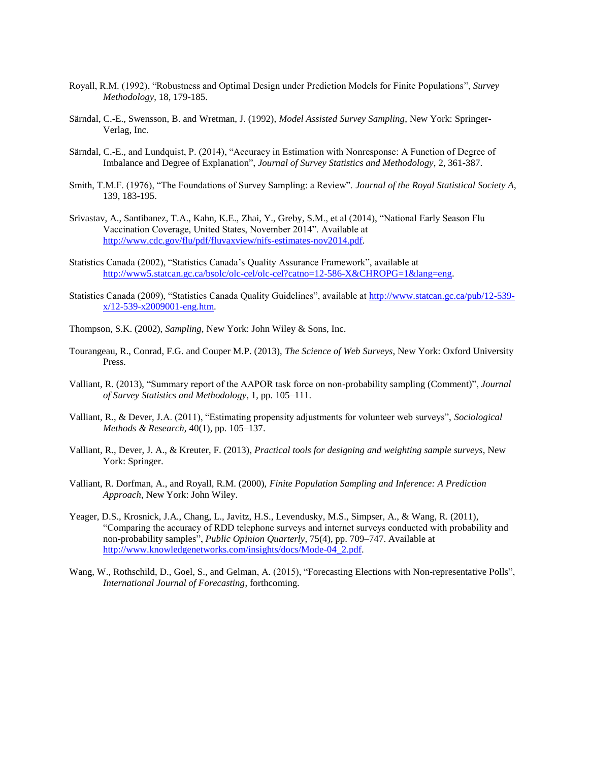Royall, R.M. (1992), "Robustness and Optimal Design under Prediction Models for Finite Populations", *Survey Methodology*, 18, 179-185.

Särndal, C.-E., Swensson, B. and Wretman, J. (1992), *Model Assisted Survey Sampling*, New York: Springer-Verlag, Inc.

Särndal, C.-E., and Lundquist, P. (2014), "Accuracy in Estimation with Nonresponse: A Function of Degree of Imbalance and Degree of Explanation", *Journal of Survey Statistics and Methodology*, 2, 361-387.

Smith, T.M.F. (1976), "The Foundations of Survey Sampling: a Review". *Journal of the Royal Statistical Society A*, 139, 183-195.

Srivastav, A., Santibanez, T.A., Kahn, K.E., Zhai, Y., Greby, S.M., et al (2014), "National Early Season Flu Vaccination Coverage, United States, November 2014". Available at http://www.cdc.gov/flu/pdf/fluvaxview/nifs-estimates-nov2014.pdf.

Statistics Canada (2002), "Statistics Canada's Quality Assurance Framework", available at http://www5.statcan.gc.ca/bsolc/olc-cel/olc-cel?catno=12-586-X&CHROPG=1&lang=eng.

Statistics Canada (2009), "Statistics Canada Quality Guidelines", available at http://www.statcan.gc.ca/pub/12-539-x/12-539-x2009001-eng.htm.

Thompson, S.K. (2002), *Sampling*, New York: John Wiley & Sons, Inc.

Tourangeau, R., Conrad, F.G. and Couper M.P. (2013), *The Science of Web Surveys*, New York: Oxford University Press.

Valliant, R. (2013), "Summary report of the AAPOR task force on non-probability sampling (Comment)", *Journal of Survey Statistics and Methodology*, 1, pp. 105–111.

Valliant, R., & Dever, J.A. (2011), "Estimating propensity adjustments for volunteer web surveys", *Sociological Methods & Research*, 40(1), pp. 105–137.

Valliant, R., Dever, J. A., & Kreuter, F. (2013), *Practical tools for designing and weighting sample surveys*, New York: Springer.

Valliant, R. Dorfman, A., and Royall, R.M. (2000), *Finite Population Sampling and Inference: A Prediction Approach*, New York: John Wiley.

Yeager, D.S., Krosnick, J.A., Chang, L., Javitz, H.S., Levendusky, M.S., Simpser, A., & Wang, R. (2011), "Comparing the accuracy of RDD telephone surveys and internet surveys conducted with probability and non-probability samples", *Public Opinion Quarterly*, 75(4), pp. 709–747. Available at http://www.knowledgenetworks.com/insights/docs/Mode-04_2.pdf.

Wang, W., Rothschild, D., Goel, S., and Gelman, A. (2015), "Forecasting Elections with Non-representative Polls", *International Journal of Forecasting*, forthcoming.